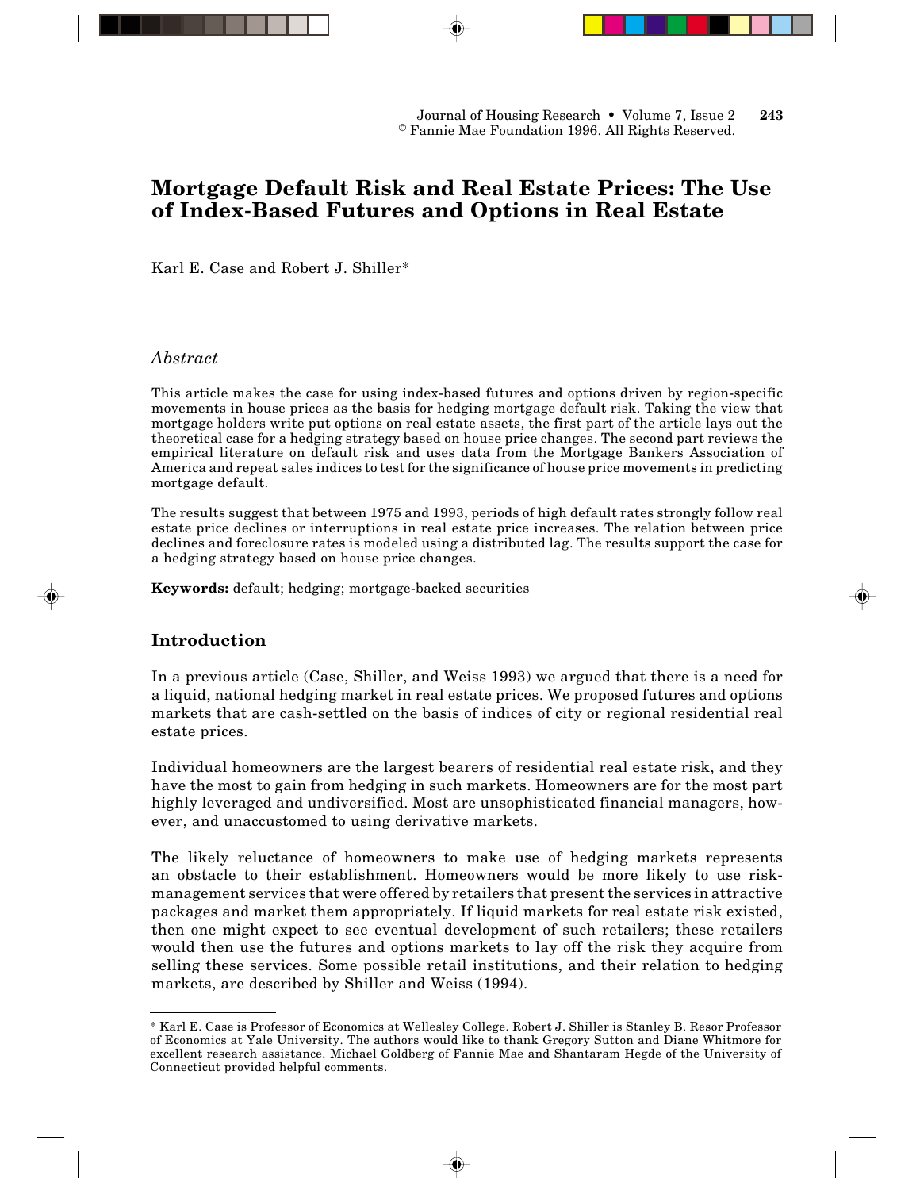# Mortgage Default Risk and Real Estate Prices: The Use of Index-Based Futures and Options in Real Estate

Karl E. Case and Robert J. Shiller*

## *Abstract*

This article makes the case for using index-based futures and options driven by region-specific movements in house prices as the basis for hedging mortgage default risk. Taking the view that mortgage holders write put options on real estate assets, the first part of the article lays out the theoretical case for a hedging strategy based on house price changes. The second part reviews the empirical literature on default risk and uses data from the Mortgage Bankers Association of America and repeat sales indices to test for the significance of house price movements in predicting mortgage default.

The results suggest that between 1975 and 1993, periods of high default rates strongly follow real estate price declines or interruptions in real estate price increases. The relation between price declines and foreclosure rates is modeled using a distributed lag. The results support the case for a hedging strategy based on house price changes.

**Keywords:** default; hedging; mortgage-backed securities

## Introduction

In a previous article (Case, Shiller, and Weiss 1993) we argued that there is a need for a liquid, national hedging market in real estate prices. We proposed futures and options markets that are cash-settled on the basis of indices of city or regional residential real estate prices.

Individual homeowners are the largest bearers of residential real estate risk, and they have the most to gain from hedging in such markets. Homeowners are for the most part highly leveraged and undiversified. Most are unsophisticated financial managers, however, and unaccustomed to using derivative markets.

The likely reluctance of homeowners to make use of hedging markets represents an obstacle to their establishment. Homeowners would be more likely to use risk-management services that were offered by retailers that present the services in attractive packages and market them appropriately. If liquid markets for real estate risk existed, then one might expect to see eventual development of such retailers; these retailers would then use the futures and options markets to lay off the risk they acquire from selling these services. Some possible retail institutions, and their relation to hedging markets, are described by Shiller and Weiss (1994).

---

* Karl E. Case is Professor of Economics at Wellesley College. Robert J. Shiller is Stanley B. Resor Professor of Economics at Yale University. The authors would like to thank Gregory Sutton and Diane Whitmore for excellent research assistance. Michael Goldberg of Fannie Mae and Shantaram Hegde of the University of Connecticut provided helpful comments.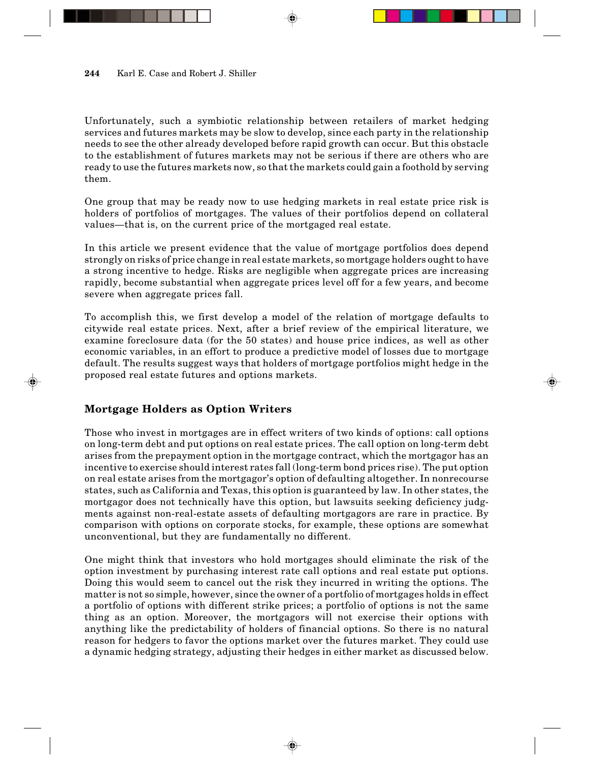Unfortunately, such a symbiotic relationship between retailers of market hedging services and futures markets may be slow to develop, since each party in the relationship needs to see the other already developed before rapid growth can occur. But this obstacle to the establishment of futures markets may not be serious if there are others who are ready to use the futures markets now, so that the markets could gain a foothold by serving them.

One group that may be ready now to use hedging markets in real estate price risk is holders of portfolios of mortgages. The values of their portfolios depend on collateral values—that is, on the current price of the mortgaged real estate.

In this article we present evidence that the value of mortgage portfolios does depend strongly on risks of price change in real estate markets, so mortgage holders ought to have a strong incentive to hedge. Risks are negligible when aggregate prices are increasing rapidly, become substantial when aggregate prices level off for a few years, and become severe when aggregate prices fall.

To accomplish this, we first develop a model of the relation of mortgage defaults to citywide real estate prices. Next, after a brief review of the empirical literature, we examine foreclosure data (for the 50 states) and house price indices, as well as other economic variables, in an effort to produce a predictive model of losses due to mortgage default. The results suggest ways that holders of mortgage portfolios might hedge in the proposed real estate futures and options markets.

## Mortgage Holders as Option Writers

Those who invest in mortgages are in effect writers of two kinds of options: call options on long-term debt and put options on real estate prices. The call option on long-term debt arises from the prepayment option in the mortgage contract, which the mortgagor has an incentive to exercise should interest rates fall (long-term bond prices rise). The put option on real estate arises from the mortgagor's option of defaulting altogether. In nonrecourse states, such as California and Texas, this option is guaranteed by law. In other states, the mortgagor does not technically have this option, but lawsuits seeking deficiency judgments against non-real-estate assets of defaulting mortgagors are rare in practice. By comparison with options on corporate stocks, for example, these options are somewhat unconventional, but they are fundamentally no different.

One might think that investors who hold mortgages should eliminate the risk of the option investment by purchasing interest rate call options and real estate put options. Doing this would seem to cancel out the risk they incurred in writing the options. The matter is not so simple, however, since the owner of a portfolio of mortgages holds in effect a portfolio of options with different strike prices; a portfolio of options is not the same thing as an option. Moreover, the mortgagors will not exercise their options with anything like the predictability of holders of financial options. So there is no natural reason for hedgers to favor the options market over the futures market. They could use a dynamic hedging strategy, adjusting their hedges in either market as discussed below.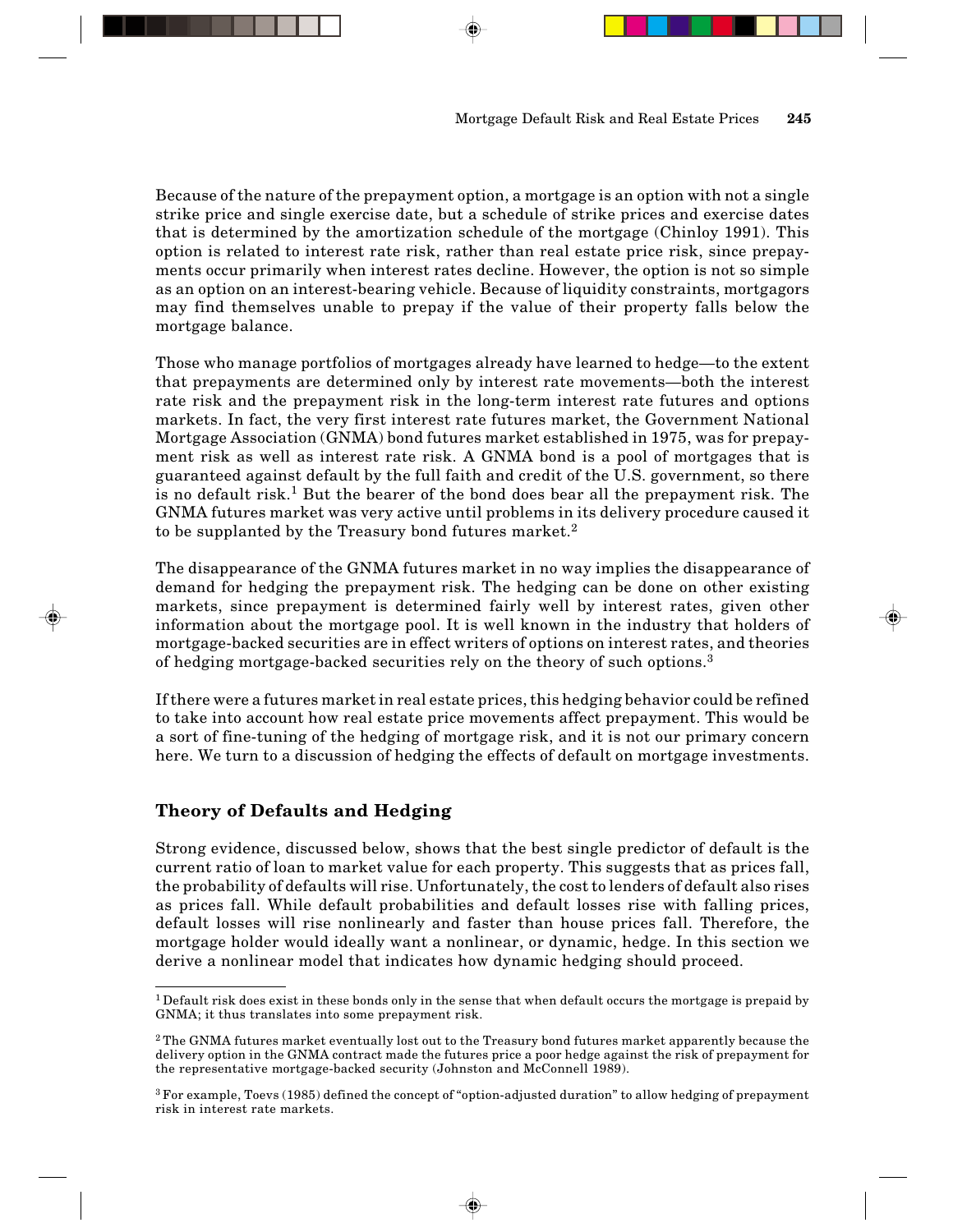Because of the nature of the prepayment option, a mortgage is an option with not a single strike price and single exercise date, but a schedule of strike prices and exercise dates that is determined by the amortization schedule of the mortgage (Chinloy 1991). This option is related to interest rate risk, rather than real estate price risk, since prepayments occur primarily when interest rates decline. However, the option is not so simple as an option on an interest-bearing vehicle. Because of liquidity constraints, mortgagors may find themselves unable to prepay if the value of their property falls below the mortgage balance.

Those who manage portfolios of mortgages already have learned to hedge—to the extent that prepayments are determined only by interest rate movements—both the interest rate risk and the prepayment risk in the long-term interest rate futures and options markets. In fact, the very first interest rate futures market, the Government National Mortgage Association (GNMA) bond futures market established in 1975, was for prepayment risk as well as interest rate risk. A GNMA bond is a pool of mortgages that is guaranteed against default by the full faith and credit of the U.S. government, so there is no default risk.[1] But the bearer of the bond does bear all the prepayment risk. The GNMA futures market was very active until problems in its delivery procedure caused it to be supplanted by the Treasury bond futures market.[2]

The disappearance of the GNMA futures market in no way implies the disappearance of demand for hedging the prepayment risk. The hedging can be done on other existing markets, since prepayment is determined fairly well by interest rates, given other information about the mortgage pool. It is well known in the industry that holders of mortgage-backed securities are in effect writers of options on interest rates, and theories of hedging mortgage-backed securities rely on the theory of such options.[3]

If there were a futures market in real estate prices, this hedging behavior could be refined to take into account how real estate price movements affect prepayment. This would be a sort of fine-tuning of the hedging of mortgage risk, and it is not our primary concern here. We turn to a discussion of hedging the effects of default on mortgage investments.

## Theory of Defaults and Hedging

Strong evidence, discussed below, shows that the best single predictor of default is the current ratio of loan to market value for each property. This suggests that as prices fall, the probability of defaults will rise. Unfortunately, the cost to lenders of default also rises as prices fall. While default probabilities and default losses rise with falling prices, default losses will rise nonlinearly and faster than house prices fall. Therefore, the mortgage holder would ideally want a nonlinear, or dynamic, hedge. In this section we derive a nonlinear model that indicates how dynamic hedging should proceed.

---

[1] Default risk does exist in these bonds only in the sense that when default occurs the mortgage is prepaid by GNMA; it thus translates into some prepayment risk.

[2] The GNMA futures market eventually lost out to the Treasury bond futures market apparently because the delivery option in the GNMA contract made the futures price a poor hedge against the risk of prepayment for the representative mortgage-backed security (Johnston and McConnell 1989).

[3] For example, Toevs (1985) defined the concept of "option-adjusted duration" to allow hedging of prepayment risk in interest rate markets.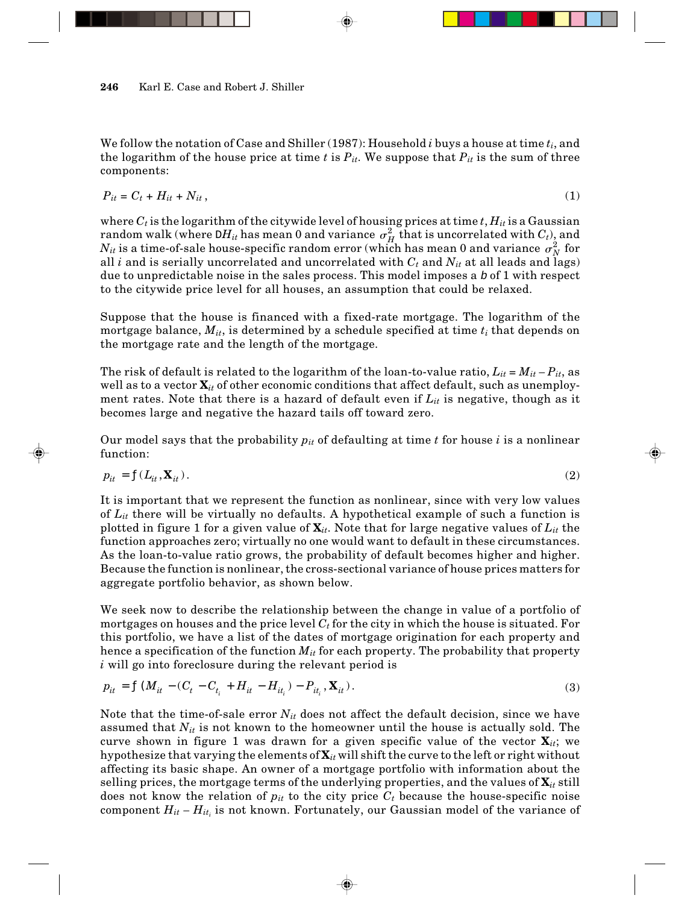We follow the notation of Case and Shiller (1987): Household $i$ buys a house at time $t_i$, and the logarithm of the house price at time $t$ is $P_{it}$. We suppose that $P_{it}$ is the sum of three components:

$$P_{it} = C_t + H_{it} + N_{it}\,, \tag{1}$$

where $C_t$ is the logarithm of the citywide level of housing prices at time $t$, $H_{it}$ is a Gaussian random walk (where $DH_{it}$ has mean 0 and variance $\sigma_H^2$ that is uncorrelated with $C_t$), and $N_{it}$ is a time-of-sale house-specific random error (which has mean 0 and variance $\sigma_N^2$ for all $i$ and is serially uncorrelated and uncorrelated with $C_t$ and $N_{it}$ at all leads and lags) due to unpredictable noise in the sales process. This model imposes a $b$ of 1 with respect to the citywide price level for all houses, an assumption that could be relaxed.

Suppose that the house is financed with a fixed-rate mortgage. The logarithm of the mortgage balance, $M_{it}$, is determined by a schedule specified at time $t_i$ that depends on the mortgage rate and the length of the mortgage.

The risk of default is related to the logarithm of the loan-to-value ratio, $L_{it} = M_{it} - P_{it}$, as well as to a vector $\mathbf{X}_{it}$ of other economic conditions that affect default, such as unemployment rates. Note that there is a hazard of default even if $L_{it}$ is negative, though as it becomes large and negative the hazard tails off toward zero.

Our model says that the probability $p_{it}$ of defaulting at time $t$ for house $i$ is a nonlinear function:

$$p_{it} = f(L_{it}, \mathbf{X}_{it})\,. \tag{2}$$

It is important that we represent the function as nonlinear, since with very low values of $L_{it}$ there will be virtually no defaults. A hypothetical example of such a function is plotted in figure 1 for a given value of $\mathbf{X}_{it}$. Note that for large negative values of $L_{it}$ the function approaches zero; virtually no one would want to default in these circumstances. As the loan-to-value ratio grows, the probability of default becomes higher and higher. Because the function is nonlinear, the cross-sectional variance of house prices matters for aggregate portfolio behavior, as shown below.

We seek now to describe the relationship between the change in value of a portfolio of mortgages on houses and the price level $C_t$ for the city in which the house is situated. For this portfolio, we have a list of the dates of mortgage origination for each property and hence a specification of the function $M_{it}$ for each property. The probability that property $i$ will go into foreclosure during the relevant period is

$$p_{it} = f\left(M_{it} - (C_t - C_{t_i} + H_{it} - H_{it_i}) - P_{it_i}, \mathbf{X}_{it}\right). \tag{3}$$

Note that the time-of-sale error $N_{it}$ does not affect the default decision, since we have assumed that $N_{it}$ is not known to the homeowner until the house is actually sold. The curve shown in figure 1 was drawn for a given specific value of the vector $\mathbf{X}_{it}$; we hypothesize that varying the elements of $\mathbf{X}_{it}$ will shift the curve to the left or right without affecting its basic shape. An owner of a mortgage portfolio with information about the selling prices, the mortgage terms of the underlying properties, and the values of $\mathbf{X}_{it}$ still does not know the relation of $p_{it}$ to the city price $C_t$ because the house-specific noise component $H_{it} - H_{it_i}$ is not known. Fortunately, our Gaussian model of the variance of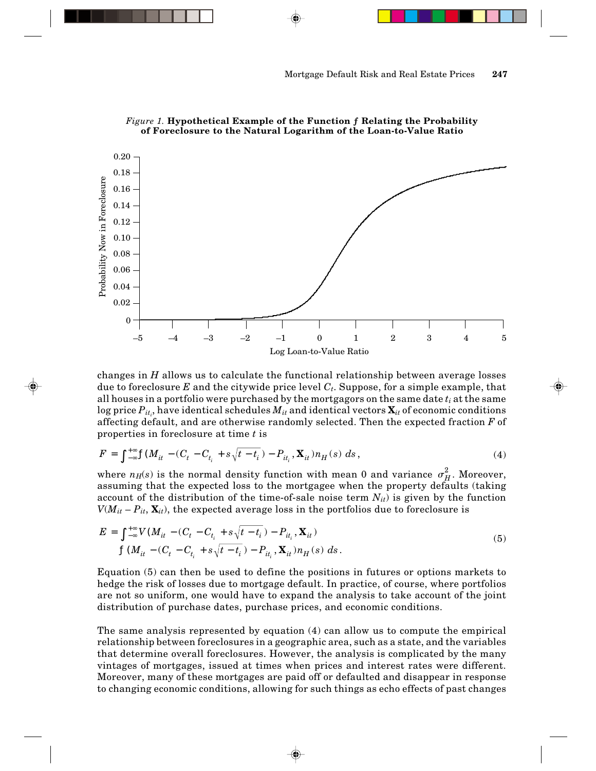*Figure 1.* **Hypothetical Example of the Function $f$ Relating the Probability of Foreclosure to the Natural Logarithm of the Loan-to-Value Ratio**

changes in $H$ allows us to calculate the functional relationship between average losses due to foreclosure $E$ and the citywide price level $C_t$. Suppose, for a simple example, that all houses in a portfolio were purchased by the mortgagors on the same date $t_i$ at the same log price $P_{it_i}$, have identical schedules $M_{it}$ and identical vectors $\mathbf{X}_{it}$ of economic conditions affecting default, and are otherwise randomly selected. Then the expected fraction $F$ of properties in foreclosure at time $t$ is

$$F = \int_{-\infty}^{+\infty} f\,(M_{it} - (C_t - C_{t_i} + s\sqrt{t - t_i}) - P_{it_i}, \mathbf{X}_{it})\, n_H(s)\, ds, \tag{4}$$

where $n_H(s)$ is the normal density function with mean 0 and variance $\sigma_H^2$. Moreover, assuming that the expected loss to the mortgagee when the property defaults (taking account of the distribution of the time-of-sale noise term $N_{it}$) is given by the function $V(M_{it} - P_{it}, \mathbf{X}_{it})$, the expected average loss in the portfolios due to foreclosure is

$$E = \int_{-\infty}^{+\infty} V(M_{it} - (C_t - C_{t_i} + s\sqrt{t - t_i}) - P_{it_i}, \mathbf{X}_{it}) \\ f\,(M_{it} - (C_t - C_{t_i} + s\sqrt{t - t_i}) - P_{it_i}, \mathbf{X}_{it})\, n_H(s)\, ds. \tag{5}$$

Equation (5) can then be used to define the positions in futures or options markets to hedge the risk of losses due to mortgage default. In practice, of course, where portfolios are not so uniform, one would have to expand the analysis to take account of the joint distribution of purchase dates, purchase prices, and economic conditions.

The same analysis represented by equation (4) can allow us to compute the empirical relationship between foreclosures in a geographic area, such as a state, and the variables that determine overall foreclosures. However, the analysis is complicated by the many vintages of mortgages, issued at times when prices and interest rates were different. Moreover, many of these mortgages are paid off or defaulted and disappear in response to changing economic conditions, allowing for such things as echo effects of past changes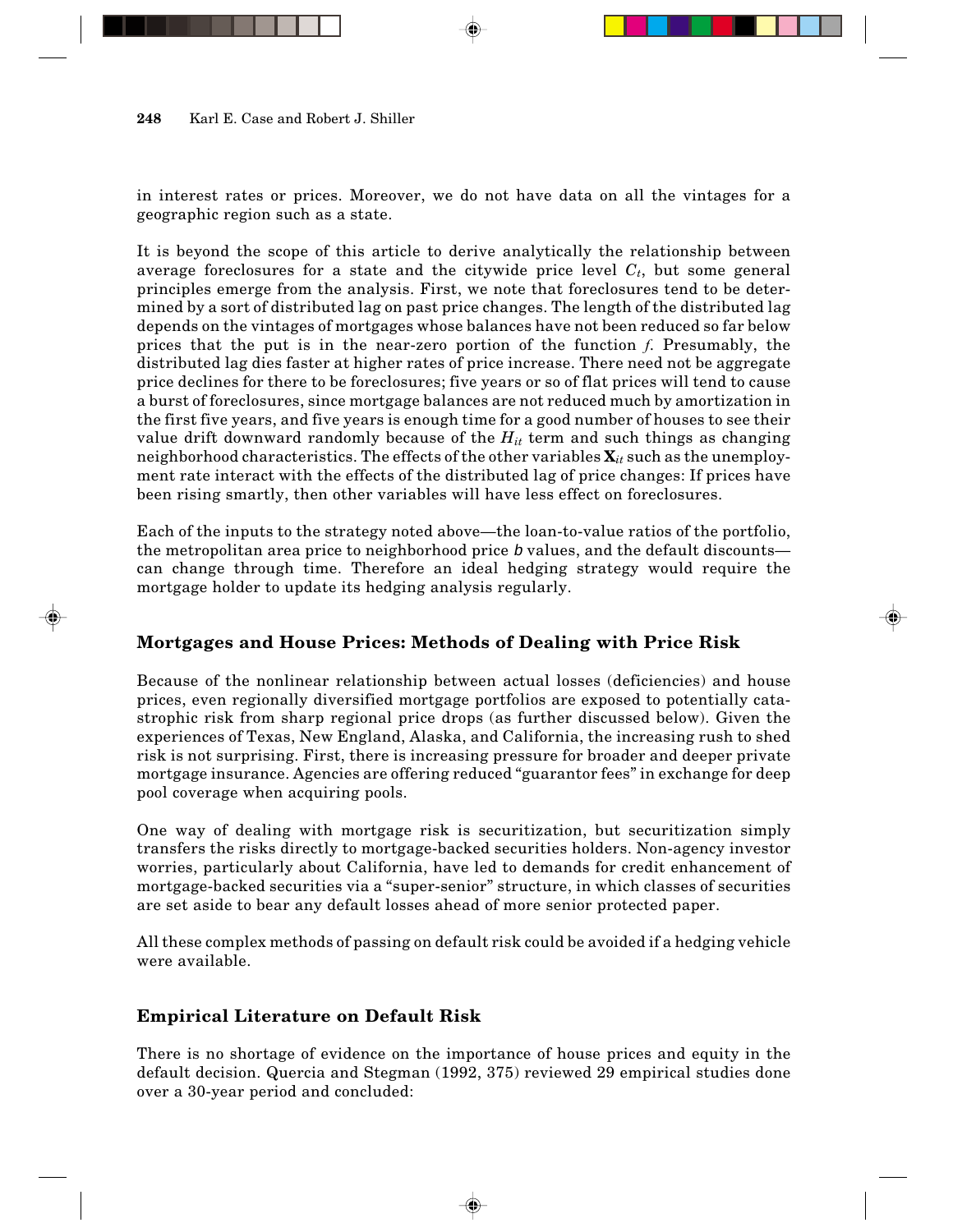in interest rates or prices. Moreover, we do not have data on all the vintages for a geographic region such as a state.

It is beyond the scope of this article to derive analytically the relationship between average foreclosures for a state and the citywide price level $C_t$, but some general principles emerge from the analysis. First, we note that foreclosures tend to be determined by a sort of distributed lag on past price changes. The length of the distributed lag depends on the vintages of mortgages whose balances have not been reduced so far below prices that the put is in the near-zero portion of the function *f*. Presumably, the distributed lag dies faster at higher rates of price increase. There need not be aggregate price declines for there to be foreclosures; five years or so of flat prices will tend to cause a burst of foreclosures, since mortgage balances are not reduced much by amortization in the first five years, and five years is enough time for a good number of houses to see their value drift downward randomly because of the $H_{it}$ term and such things as changing neighborhood characteristics. The effects of the other variables $\mathbf{X}_{it}$ such as the unemployment rate interact with the effects of the distributed lag of price changes: If prices have been rising smartly, then other variables will have less effect on foreclosures.

Each of the inputs to the strategy noted above—the loan-to-value ratios of the portfolio, the metropolitan area price to neighborhood price *b* values, and the default discounts—can change through time. Therefore an ideal hedging strategy would require the mortgage holder to update its hedging analysis regularly.

## Mortgages and House Prices: Methods of Dealing with Price Risk

Because of the nonlinear relationship between actual losses (deficiencies) and house prices, even regionally diversified mortgage portfolios are exposed to potentially catastrophic risk from sharp regional price drops (as further discussed below). Given the experiences of Texas, New England, Alaska, and California, the increasing rush to shed risk is not surprising. First, there is increasing pressure for broader and deeper private mortgage insurance. Agencies are offering reduced "guarantor fees" in exchange for deep pool coverage when acquiring pools.

One way of dealing with mortgage risk is securitization, but securitization simply transfers the risks directly to mortgage-backed securities holders. Non-agency investor worries, particularly about California, have led to demands for credit enhancement of mortgage-backed securities via a "super-senior" structure, in which classes of securities are set aside to bear any default losses ahead of more senior protected paper.

All these complex methods of passing on default risk could be avoided if a hedging vehicle were available.

## Empirical Literature on Default Risk

There is no shortage of evidence on the importance of house prices and equity in the default decision. Quercia and Stegman (1992, 375) reviewed 29 empirical studies done over a 30-year period and concluded: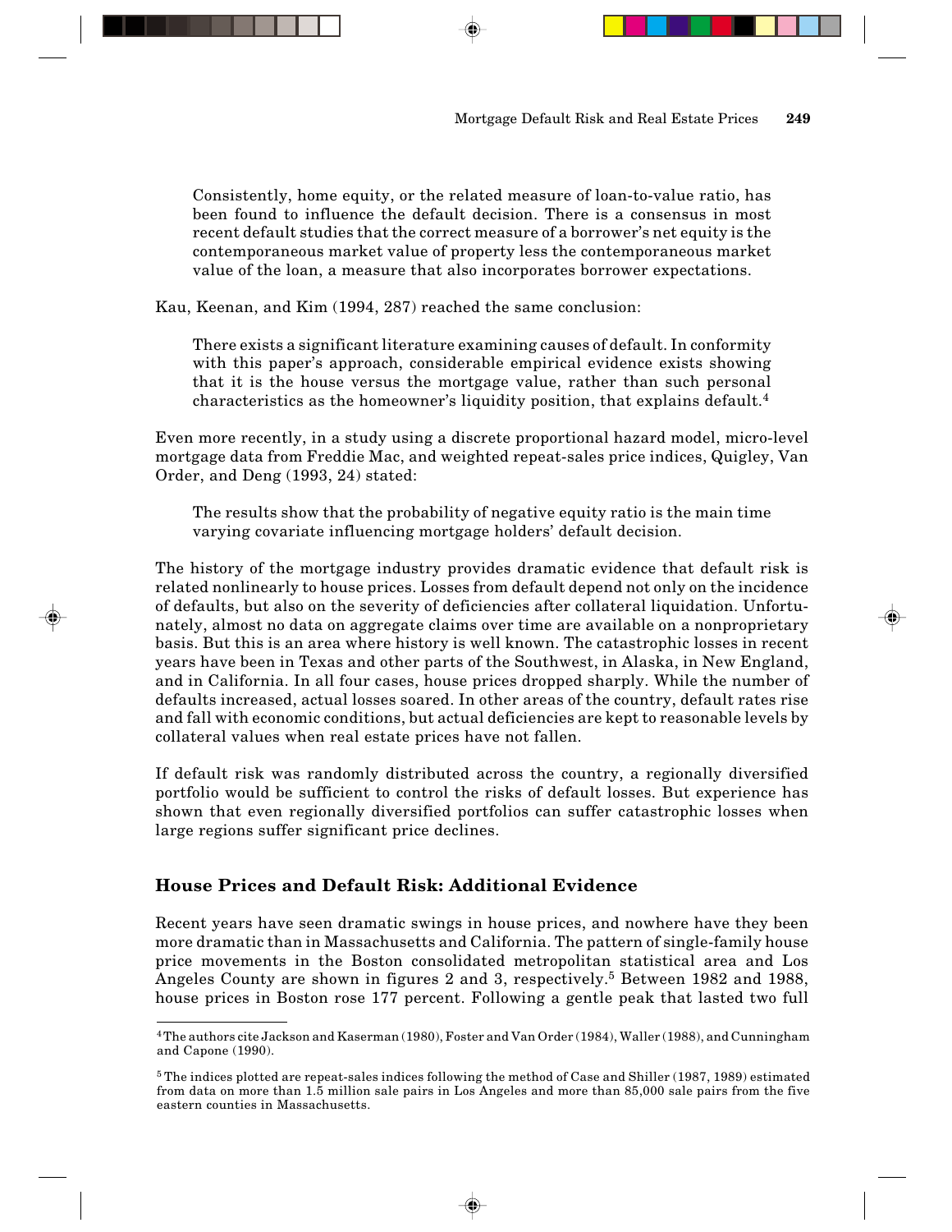> Consistently, home equity, or the related measure of loan-to-value ratio, has been found to influence the default decision. There is a consensus in most recent default studies that the correct measure of a borrower's net equity is the contemporaneous market value of property less the contemporaneous market value of the loan, a measure that also incorporates borrower expectations.

Kau, Keenan, and Kim (1994, 287) reached the same conclusion:

> There exists a significant literature examining causes of default. In conformity with this paper's approach, considerable empirical evidence exists showing that it is the house versus the mortgage value, rather than such personal characteristics as the homeowner's liquidity position, that explains default.[4]

Even more recently, in a study using a discrete proportional hazard model, micro-level mortgage data from Freddie Mac, and weighted repeat-sales price indices, Quigley, Van Order, and Deng (1993, 24) stated:

> The results show that the probability of negative equity ratio is the main time varying covariate influencing mortgage holders' default decision.

The history of the mortgage industry provides dramatic evidence that default risk is related nonlinearly to house prices. Losses from default depend not only on the incidence of defaults, but also on the severity of deficiencies after collateral liquidation. Unfortunately, almost no data on aggregate claims over time are available on a nonproprietary basis. But this is an area where history is well known. The catastrophic losses in recent years have been in Texas and other parts of the Southwest, in Alaska, in New England, and in California. In all four cases, house prices dropped sharply. While the number of defaults increased, actual losses soared. In other areas of the country, default rates rise and fall with economic conditions, but actual deficiencies are kept to reasonable levels by collateral values when real estate prices have not fallen.

If default risk was randomly distributed across the country, a regionally diversified portfolio would be sufficient to control the risks of default losses. But experience has shown that even regionally diversified portfolios can suffer catastrophic losses when large regions suffer significant price declines.

## House Prices and Default Risk: Additional Evidence

Recent years have seen dramatic swings in house prices, and nowhere have they been more dramatic than in Massachusetts and California. The pattern of single-family house price movements in the Boston consolidated metropolitan statistical area and Los Angeles County are shown in figures 2 and 3, respectively.[5] Between 1982 and 1988, house prices in Boston rose 177 percent. Following a gentle peak that lasted two full

---

[4] The authors cite Jackson and Kaserman (1980), Foster and Van Order (1984), Waller (1988), and Cunningham and Capone (1990).

[5] The indices plotted are repeat-sales indices following the method of Case and Shiller (1987, 1989) estimated from data on more than 1.5 million sale pairs in Los Angeles and more than 85,000 sale pairs from the five eastern counties in Massachusetts.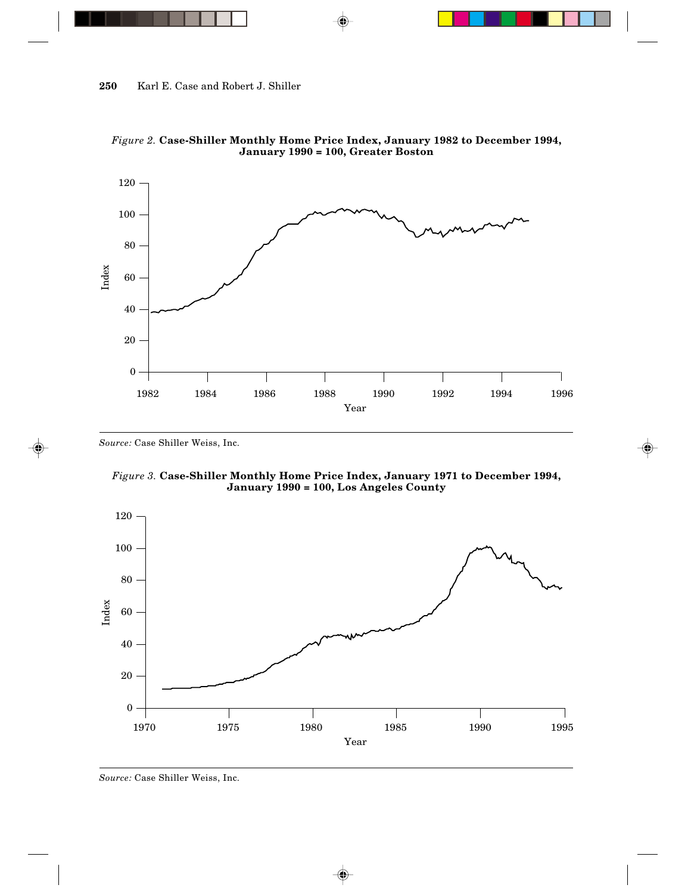*Figure 2.* **Case-Shiller Monthly Home Price Index, January 1982 to December 1994, January 1990 = 100, Greater Boston**

*Source:* Case Shiller Weiss, Inc.

*Figure 3.* **Case-Shiller Monthly Home Price Index, January 1971 to December 1994, January 1990 = 100, Los Angeles County**

*Source:* Case Shiller Weiss, Inc.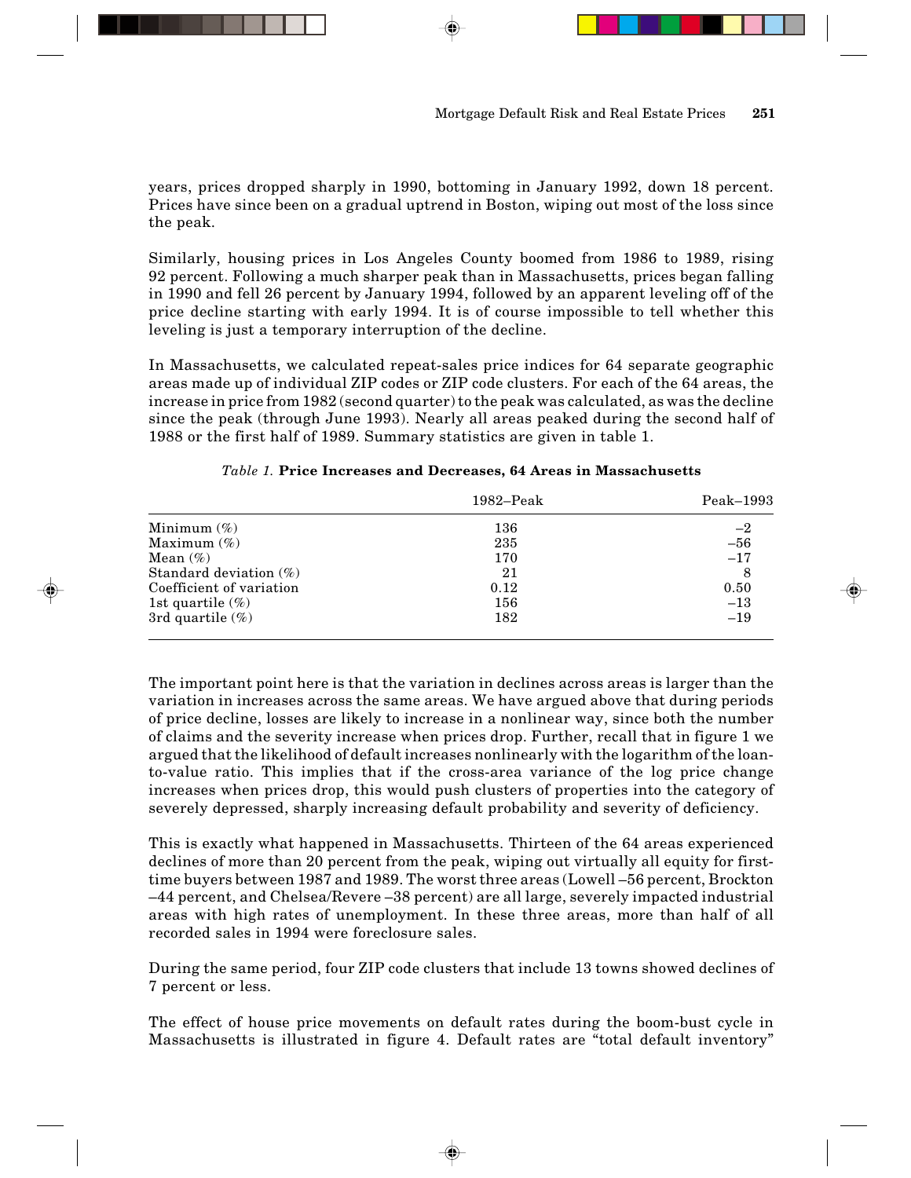years, prices dropped sharply in 1990, bottoming in January 1992, down 18 percent. Prices have since been on a gradual uptrend in Boston, wiping out most of the loss since the peak.

Similarly, housing prices in Los Angeles County boomed from 1986 to 1989, rising 92 percent. Following a much sharper peak than in Massachusetts, prices began falling in 1990 and fell 26 percent by January 1994, followed by an apparent leveling off of the price decline starting with early 1994. It is of course impossible to tell whether this leveling is just a temporary interruption of the decline.

In Massachusetts, we calculated repeat-sales price indices for 64 separate geographic areas made up of individual ZIP codes or ZIP code clusters. For each of the 64 areas, the increase in price from 1982 (second quarter) to the peak was calculated, as was the decline since the peak (through June 1993). Nearly all areas peaked during the second half of 1988 or the first half of 1989. Summary statistics are given in table 1.

*Table 1.* **Price Increases and Decreases, 64 Areas in Massachusetts**

| | 1982–Peak | Peak–1993 |
|---|---|---|
| Minimum (%) | 136 | –2 |
| Maximum (%) | 235 | –56 |
| Mean (%) | 170 | –17 |
| Standard deviation (%) | 21 | 8 |
| Coefficient of variation | 0.12 | 0.50 |
| 1st quartile (%) | 156 | –13 |
| 3rd quartile (%) | 182 | –19 |

The important point here is that the variation in declines across areas is larger than the variation in increases across the same areas. We have argued above that during periods of price decline, losses are likely to increase in a nonlinear way, since both the number of claims and the severity increase when prices drop. Further, recall that in figure 1 we argued that the likelihood of default increases nonlinearly with the logarithm of the loan-to-value ratio. This implies that if the cross-area variance of the log price change increases when prices drop, this would push clusters of properties into the category of severely depressed, sharply increasing default probability and severity of deficiency.

This is exactly what happened in Massachusetts. Thirteen of the 64 areas experienced declines of more than 20 percent from the peak, wiping out virtually all equity for first-time buyers between 1987 and 1989. The worst three areas (Lowell –56 percent, Brockton –44 percent, and Chelsea/Revere –38 percent) are all large, severely impacted industrial areas with high rates of unemployment. In these three areas, more than half of all recorded sales in 1994 were foreclosure sales.

During the same period, four ZIP code clusters that include 13 towns showed declines of 7 percent or less.

The effect of house price movements on default rates during the boom-bust cycle in Massachusetts is illustrated in figure 4. Default rates are "total default inventory"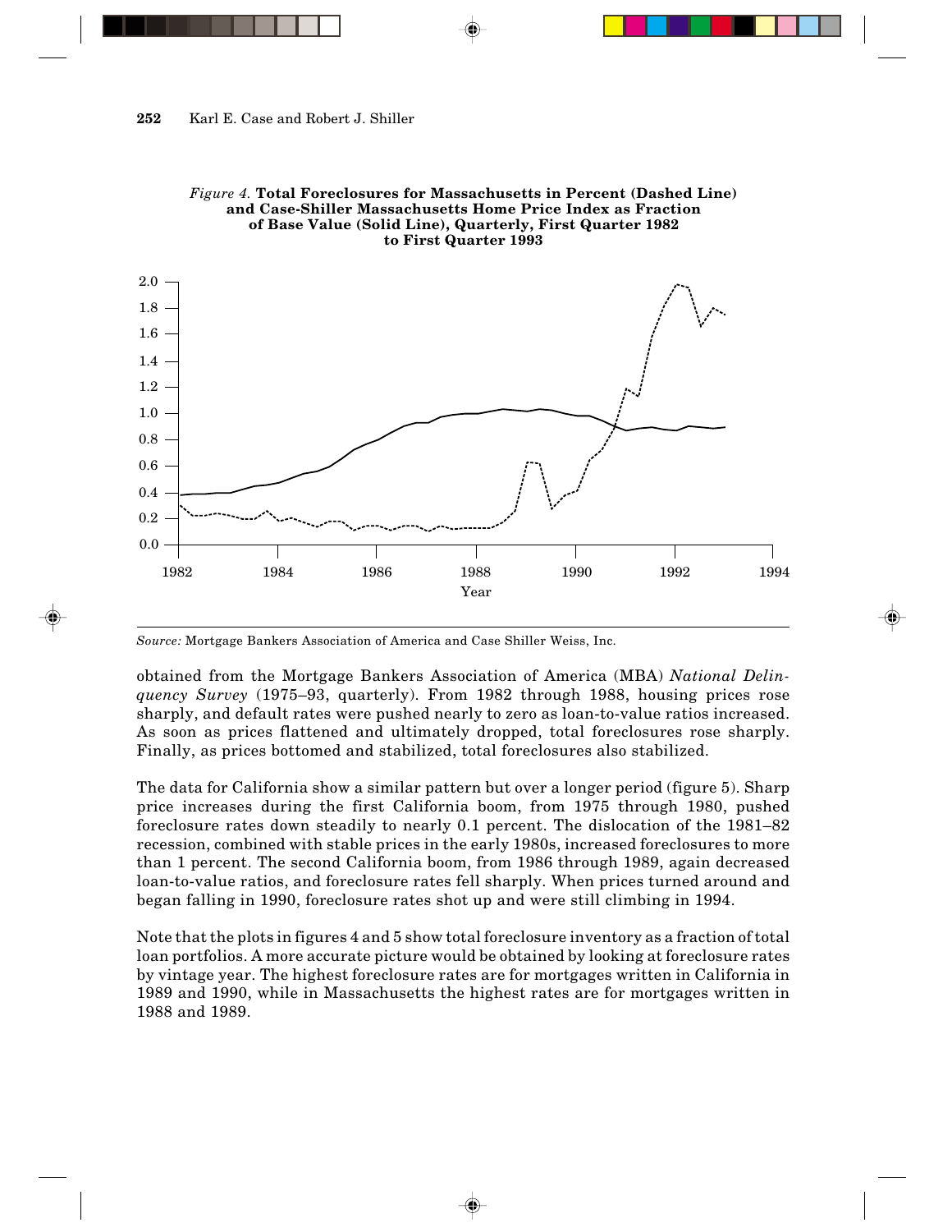*Figure 4.* **Total Foreclosures for Massachusetts in Percent (Dashed Line) and Case-Shiller Massachusetts Home Price Index as Fraction of Base Value (Solid Line), Quarterly, First Quarter 1982 to First Quarter 1993**

*Source:* Mortgage Bankers Association of America and Case Shiller Weiss, Inc.

obtained from the Mortgage Bankers Association of America (MBA) *National Delinquency Survey* (1975–93, quarterly). From 1982 through 1988, housing prices rose sharply, and default rates were pushed nearly to zero as loan-to-value ratios increased. As soon as prices flattened and ultimately dropped, total foreclosures rose sharply. Finally, as prices bottomed and stabilized, total foreclosures also stabilized.

The data for California show a similar pattern but over a longer period (figure 5). Sharp price increases during the first California boom, from 1975 through 1980, pushed foreclosure rates down steadily to nearly 0.1 percent. The dislocation of the 1981–82 recession, combined with stable prices in the early 1980s, increased foreclosures to more than 1 percent. The second California boom, from 1986 through 1989, again decreased loan-to-value ratios, and foreclosure rates fell sharply. When prices turned around and began falling in 1990, foreclosure rates shot up and were still climbing in 1994.

Note that the plots in figures 4 and 5 show total foreclosure inventory as a fraction of total loan portfolios. A more accurate picture would be obtained by looking at foreclosure rates by vintage year. The highest foreclosure rates are for mortgages written in California in 1989 and 1990, while in Massachusetts the highest rates are for mortgages written in 1988 and 1989.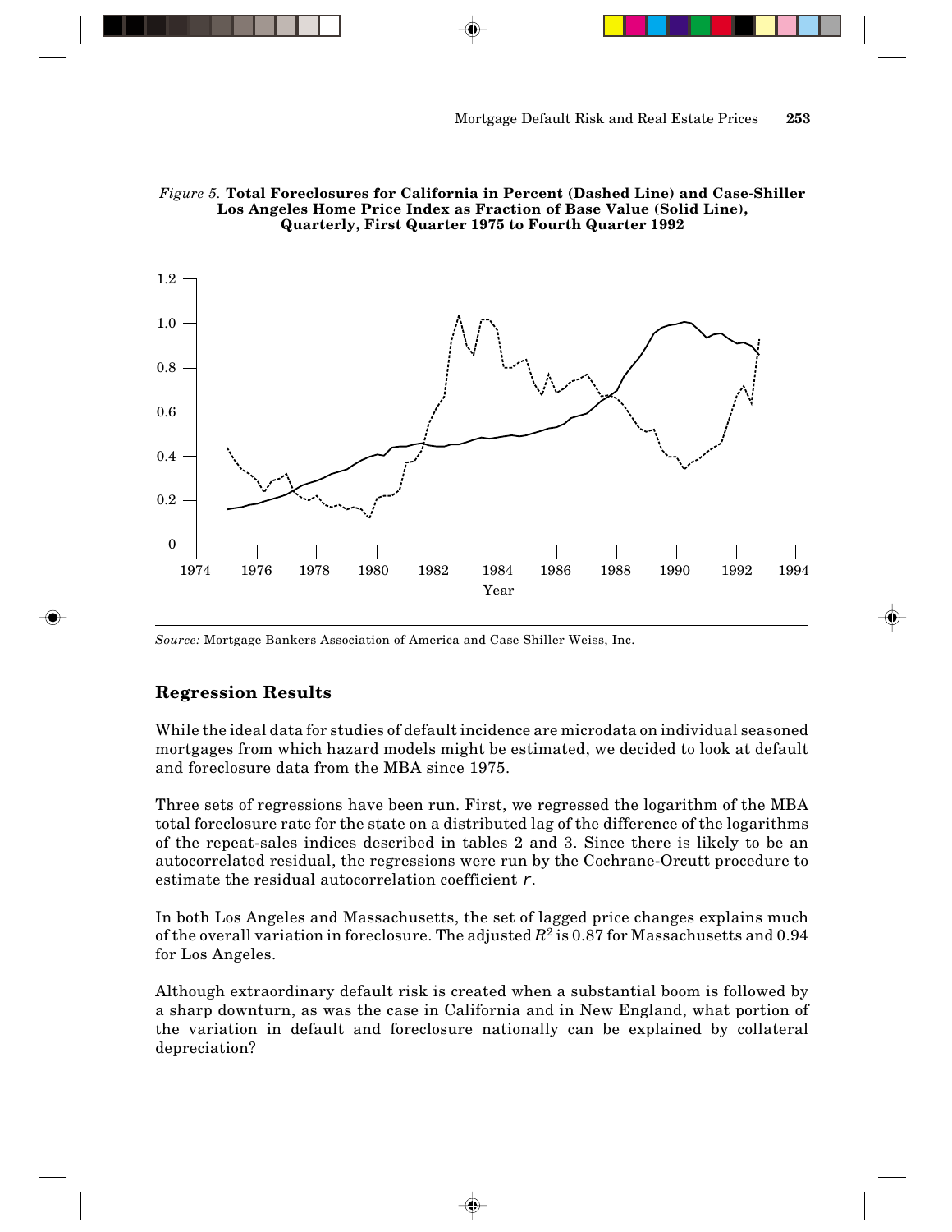*Figure 5.* **Total Foreclosures for California in Percent (Dashed Line) and Case-Shiller Los Angeles Home Price Index as Fraction of Base Value (Solid Line), Quarterly, First Quarter 1975 to Fourth Quarter 1992**

*Source:* Mortgage Bankers Association of America and Case Shiller Weiss, Inc.

## Regression Results

While the ideal data for studies of default incidence are microdata on individual seasoned mortgages from which hazard models might be estimated, we decided to look at default and foreclosure data from the MBA since 1975.

Three sets of regressions have been run. First, we regressed the logarithm of the MBA total foreclosure rate for the state on a distributed lag of the difference of the logarithms of the repeat-sales indices described in tables 2 and 3. Since there is likely to be an autocorrelated residual, the regressions were run by the Cochrane-Orcutt procedure to estimate the residual autocorrelation coefficient $r$.

In both Los Angeles and Massachusetts, the set of lagged price changes explains much of the overall variation in foreclosure. The adjusted $R^2$ is 0.87 for Massachusetts and 0.94 for Los Angeles.

Although extraordinary default risk is created when a substantial boom is followed by a sharp downturn, as was the case in California and in New England, what portion of the variation in default and foreclosure nationally can be explained by collateral depreciation?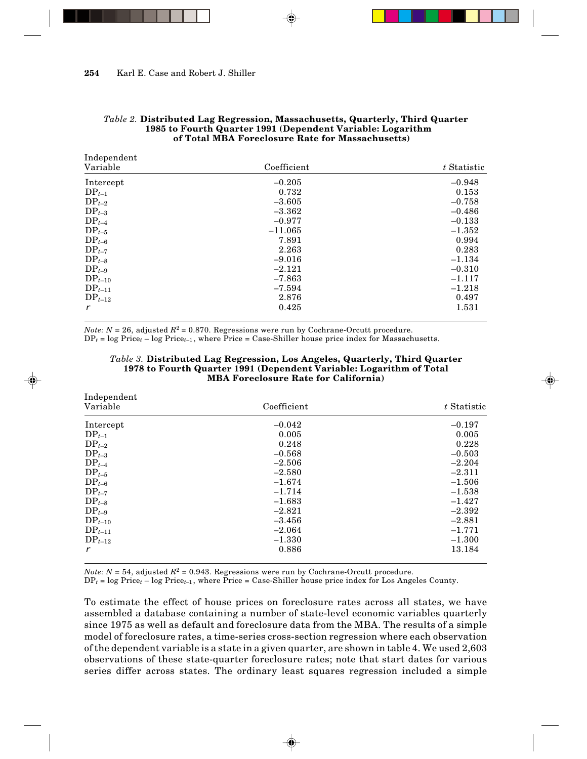*Table 2.* **Distributed Lag Regression, Massachusetts, Quarterly, Third Quarter 1985 to Fourth Quarter 1991 (Dependent Variable: Logarithm of Total MBA Foreclosure Rate for Massachusetts)**

| Independent Variable | Coefficient | *t* Statistic |
|---|---|---|
| Intercept | −0.205 | −0.948 |
| $DP_{t-1}$ | 0.732 | 0.153 |
| $DP_{t-2}$ | −3.605 | −0.758 |
| $DP_{t-3}$ | −3.362 | −0.486 |
| $DP_{t-4}$ | −0.977 | −0.133 |
| $DP_{t-5}$ | −11.065 | −1.352 |
| $DP_{t-6}$ | 7.891 | 0.994 |
| $DP_{t-7}$ | 2.263 | 0.283 |
| $DP_{t-8}$ | −9.016 | −1.134 |
| $DP_{t-9}$ | −2.121 | −0.310 |
| $DP_{t-10}$ | −7.863 | −1.117 |
| $DP_{t-11}$ | −7.594 | −1.218 |
| $DP_{t-12}$ | 2.876 | 0.497 |
| $r$ | 0.425 | 1.531 |

*Note:* $N = 26$, adjusted $R^2 = 0.870$. Regressions were run by Cochrane-Orcutt procedure.
$DP_t = \log Price_t - \log Price_{t-1}$, where Price = Case-Shiller house price index for Massachusetts.

*Table 3.* **Distributed Lag Regression, Los Angeles, Quarterly, Third Quarter 1978 to Fourth Quarter 1991 (Dependent Variable: Logarithm of Total MBA Foreclosure Rate for California)**

| Independent Variable | Coefficient | *t* Statistic |
|---|---|---|
| Intercept | −0.042 | −0.197 |
| $DP_{t-1}$ | 0.005 | 0.005 |
| $DP_{t-2}$ | 0.248 | 0.228 |
| $DP_{t-3}$ | −0.568 | −0.503 |
| $DP_{t-4}$ | −2.506 | −2.204 |
| $DP_{t-5}$ | −2.580 | −2.311 |
| $DP_{t-6}$ | −1.674 | −1.506 |
| $DP_{t-7}$ | −1.714 | −1.538 |
| $DP_{t-8}$ | −1.683 | −1.427 |
| $DP_{t-9}$ | −2.821 | −2.392 |
| $DP_{t-10}$ | −3.456 | −2.881 |
| $DP_{t-11}$ | −2.064 | −1.771 |
| $DP_{t-12}$ | −1.330 | −1.300 |
| $r$ | 0.886 | 13.184 |

*Note:* $N = 54$, adjusted $R^2 = 0.943$. Regressions were run by Cochrane-Orcutt procedure.
$DP_t = \log Price_t - \log Price_{t-1}$, where Price = Case-Shiller house price index for Los Angeles County.

To estimate the effect of house prices on foreclosure rates across all states, we have assembled a database containing a number of state-level economic variables quarterly since 1975 as well as default and foreclosure data from the MBA. The results of a simple model of foreclosure rates, a time-series cross-section regression where each observation of the dependent variable is a state in a given quarter, are shown in table 4. We used 2,603 observations of these state-quarter foreclosure rates; note that start dates for various series differ across states. The ordinary least squares regression included a simple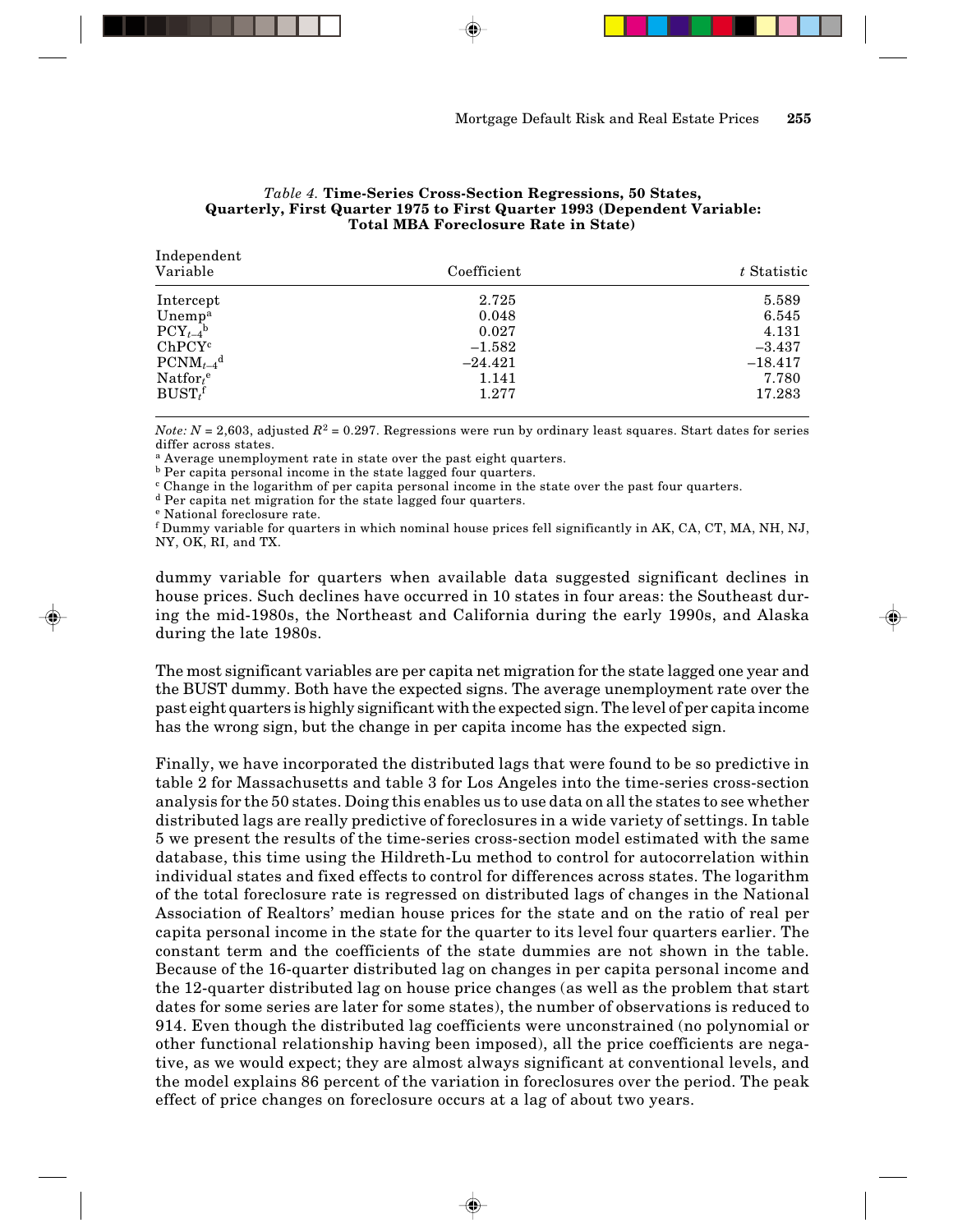*Table 4.* **Time-Series Cross-Section Regressions, 50 States, Quarterly, First Quarter 1975 to First Quarter 1993 (Dependent Variable: Total MBA Foreclosure Rate in State)**

| Independent Variable | Coefficient | *t* Statistic |
|---|---|---|
| Intercept | 2.725 | 5.589 |
| Unemp[a] | 0.048 | 6.545 |
| $PCY_{t-4}$[b] | 0.027 | 4.131 |
| ChPCY[c] | −1.582 | −3.437 |
| $PCNM_{t-4}$[d] | −24.421 | −18.417 |
| $Natfor_t$[e] | 1.141 | 7.780 |
| $BUST_t$[f] | 1.277 | 17.283 |

*Note:* $N = 2{,}603$, adjusted $R^2 = 0.297$. Regressions were run by ordinary least squares. Start dates for series differ across states.

[a] Average unemployment rate in state over the past eight quarters.

[b] Per capita personal income in the state lagged four quarters.

[c] Change in the logarithm of per capita personal income in the state over the past four quarters.

[d] Per capita net migration for the state lagged four quarters.

[e] National foreclosure rate.

[f] Dummy variable for quarters in which nominal house prices fell significantly in AK, CA, CT, MA, NH, NJ, NY, OK, RI, and TX.

dummy variable for quarters when available data suggested significant declines in house prices. Such declines have occurred in 10 states in four areas: the Southeast during the mid-1980s, the Northeast and California during the early 1990s, and Alaska during the late 1980s.

The most significant variables are per capita net migration for the state lagged one year and the BUST dummy. Both have the expected signs. The average unemployment rate over the past eight quarters is highly significant with the expected sign. The level of per capita income has the wrong sign, but the change in per capita income has the expected sign.

Finally, we have incorporated the distributed lags that were found to be so predictive in table 2 for Massachusetts and table 3 for Los Angeles into the time-series cross-section analysis for the 50 states. Doing this enables us to use data on all the states to see whether distributed lags are really predictive of foreclosures in a wide variety of settings. In table 5 we present the results of the time-series cross-section model estimated with the same database, this time using the Hildreth-Lu method to control for autocorrelation within individual states and fixed effects to control for differences across states. The logarithm of the total foreclosure rate is regressed on distributed lags of changes in the National Association of Realtors' median house prices for the state and on the ratio of real per capita personal income in the state for the quarter to its level four quarters earlier. The constant term and the coefficients of the state dummies are not shown in the table. Because of the 16-quarter distributed lag on changes in per capita personal income and the 12-quarter distributed lag on house price changes (as well as the problem that start dates for some series are later for some states), the number of observations is reduced to 914. Even though the distributed lag coefficients were unconstrained (no polynomial or other functional relationship having been imposed), all the price coefficients are negative, as we would expect; they are almost always significant at conventional levels, and the model explains 86 percent of the variation in foreclosures over the period. The peak effect of price changes on foreclosure occurs at a lag of about two years.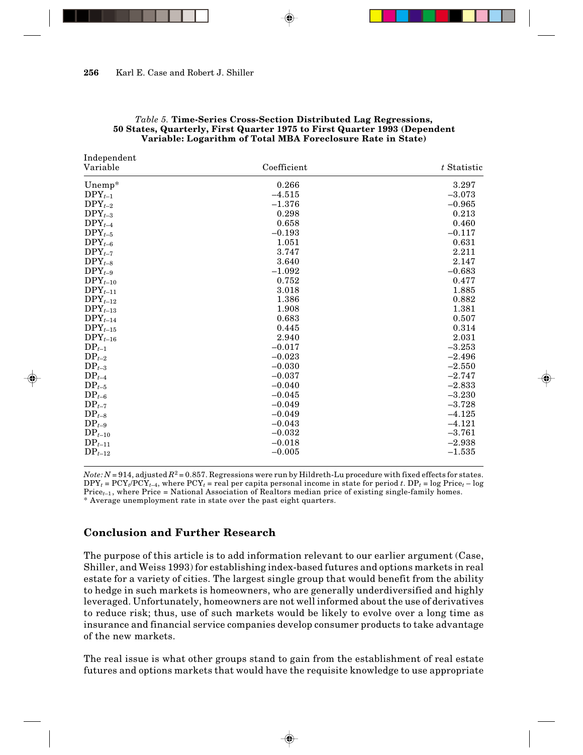*Table 5.* **Time-Series Cross-Section Distributed Lag Regressions, 50 States, Quarterly, First Quarter 1975 to First Quarter 1993 (Dependent Variable: Logarithm of Total MBA Foreclosure Rate in State)**

| Independent Variable | Coefficient | $t$ Statistic |
|---|---|---|
| Unemp* | 0.266 | 3.297 |
| $DPY_{t-1}$ | –4.515 | –3.073 |
| $DPY_{t-2}$ | –1.376 | –0.965 |
| $DPY_{t-3}$ | 0.298 | 0.213 |
| $DPY_{t-4}$ | 0.658 | 0.460 |
| $DPY_{t-5}$ | –0.193 | –0.117 |
| $DPY_{t-6}$ | 1.051 | 0.631 |
| $DPY_{t-7}$ | 3.747 | 2.211 |
| $DPY_{t-8}$ | 3.640 | 2.147 |
| $DPY_{t-9}$ | –1.092 | –0.683 |
| $DPY_{t-10}$ | 0.752 | 0.477 |
| $DPY_{t-11}$ | 3.018 | 1.885 |
| $DPY_{t-12}$ | 1.386 | 0.882 |
| $DPY_{t-13}$ | 1.908 | 1.381 |
| $DPY_{t-14}$ | 0.683 | 0.507 |
| $DPY_{t-15}$ | 0.445 | 0.314 |
| $DPY_{t-16}$ | 2.940 | 2.031 |
| $DP_{t-1}$ | –0.017 | –3.253 |
| $DP_{t-2}$ | –0.023 | –2.496 |
| $DP_{t-3}$ | –0.030 | –2.550 |
| $DP_{t-4}$ | –0.037 | –2.747 |
| $DP_{t-5}$ | –0.040 | –2.833 |
| $DP_{t-6}$ | –0.045 | –3.230 |
| $DP_{t-7}$ | –0.049 | –3.728 |
| $DP_{t-8}$ | –0.049 | –4.125 |
| $DP_{t-9}$ | –0.043 | –4.121 |
| $DP_{t-10}$ | –0.032 | –3.761 |
| $DP_{t-11}$ | –0.018 | –2.938 |
| $DP_{t-12}$ | –0.005 | –1.535 |

*Note:* $N = 914$, adjusted $R^2 = 0.857$. Regressions were run by Hildreth-Lu procedure with fixed effects for states. $DPY_t = PCY_t/PCY_{t-4}$, where $PCY_t$ = real per capita personal income in state for period $t$. $DP_t = \log Price_t - \log Price_{t-1}$, where Price = National Association of Realtors median price of existing single-family homes.
* Average unemployment rate in state over the past eight quarters.

## Conclusion and Further Research

The purpose of this article is to add information relevant to our earlier argument (Case, Shiller, and Weiss 1993) for establishing index-based futures and options markets in real estate for a variety of cities. The largest single group that would benefit from the ability to hedge in such markets is homeowners, who are generally underdiversified and highly leveraged. Unfortunately, homeowners are not well informed about the use of derivatives to reduce risk; thus, use of such markets would be likely to evolve over a long time as insurance and financial service companies develop consumer products to take advantage of the new markets.

The real issue is what other groups stand to gain from the establishment of real estate futures and options markets that would have the requisite knowledge to use appropriate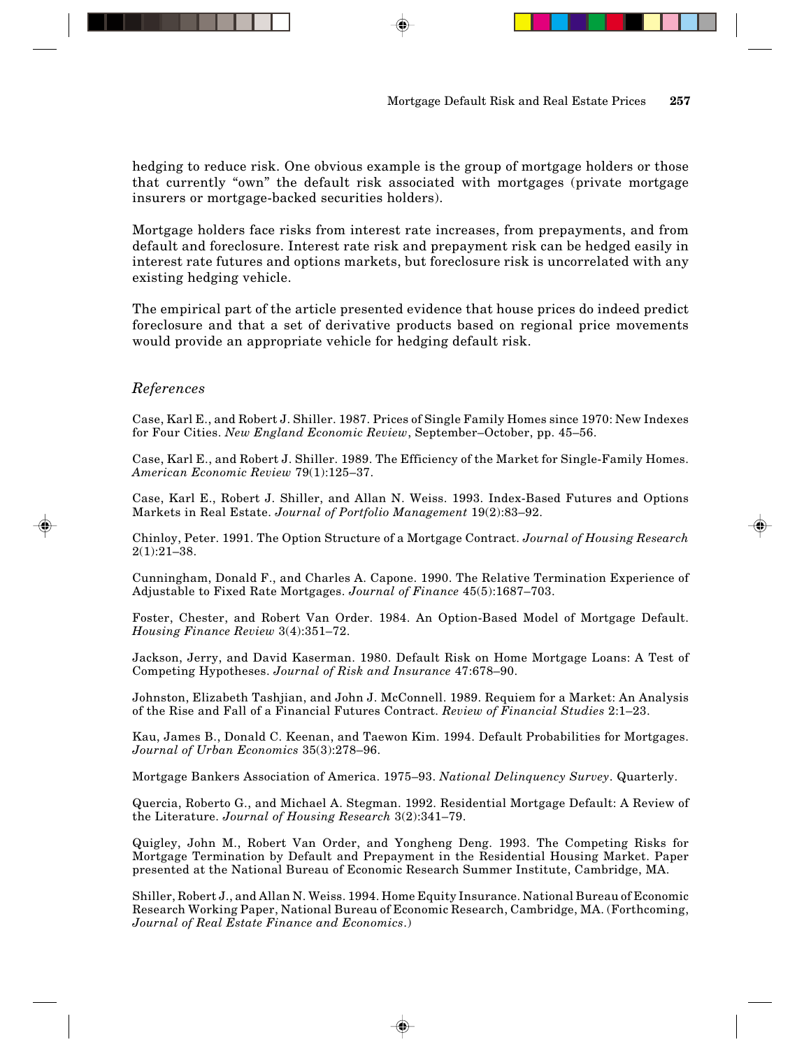hedging to reduce risk. One obvious example is the group of mortgage holders or those that currently "own" the default risk associated with mortgages (private mortgage insurers or mortgage-backed securities holders).

Mortgage holders face risks from interest rate increases, from prepayments, and from default and foreclosure. Interest rate risk and prepayment risk can be hedged easily in interest rate futures and options markets, but foreclosure risk is uncorrelated with any existing hedging vehicle.

The empirical part of the article presented evidence that house prices do indeed predict foreclosure and that a set of derivative products based on regional price movements would provide an appropriate vehicle for hedging default risk.

## *References*

Case, Karl E., and Robert J. Shiller. 1987. Prices of Single Family Homes since 1970: New Indexes for Four Cities. *New England Economic Review*, September–October, pp. 45–56.

Case, Karl E., and Robert J. Shiller. 1989. The Efficiency of the Market for Single-Family Homes. *American Economic Review* 79(1):125–37.

Case, Karl E., Robert J. Shiller, and Allan N. Weiss. 1993. Index-Based Futures and Options Markets in Real Estate. *Journal of Portfolio Management* 19(2):83–92.

Chinloy, Peter. 1991. The Option Structure of a Mortgage Contract. *Journal of Housing Research* 2(1):21–38.

Cunningham, Donald F., and Charles A. Capone. 1990. The Relative Termination Experience of Adjustable to Fixed Rate Mortgages. *Journal of Finance* 45(5):1687–703.

Foster, Chester, and Robert Van Order. 1984. An Option-Based Model of Mortgage Default. *Housing Finance Review* 3(4):351–72.

Jackson, Jerry, and David Kaserman. 1980. Default Risk on Home Mortgage Loans: A Test of Competing Hypotheses. *Journal of Risk and Insurance* 47:678–90.

Johnston, Elizabeth Tashjian, and John J. McConnell. 1989. Requiem for a Market: An Analysis of the Rise and Fall of a Financial Futures Contract. *Review of Financial Studies* 2:1–23.

Kau, James B., Donald C. Keenan, and Taewon Kim. 1994. Default Probabilities for Mortgages. *Journal of Urban Economics* 35(3):278–96.

Mortgage Bankers Association of America. 1975–93. *National Delinquency Survey*. Quarterly.

Quercia, Roberto G., and Michael A. Stegman. 1992. Residential Mortgage Default: A Review of the Literature. *Journal of Housing Research* 3(2):341–79.

Quigley, John M., Robert Van Order, and Yongheng Deng. 1993. The Competing Risks for Mortgage Termination by Default and Prepayment in the Residential Housing Market. Paper presented at the National Bureau of Economic Research Summer Institute, Cambridge, MA.

Shiller, Robert J., and Allan N. Weiss. 1994. Home Equity Insurance. National Bureau of Economic Research Working Paper, National Bureau of Economic Research, Cambridge, MA. (Forthcoming, *Journal of Real Estate Finance and Economics*.)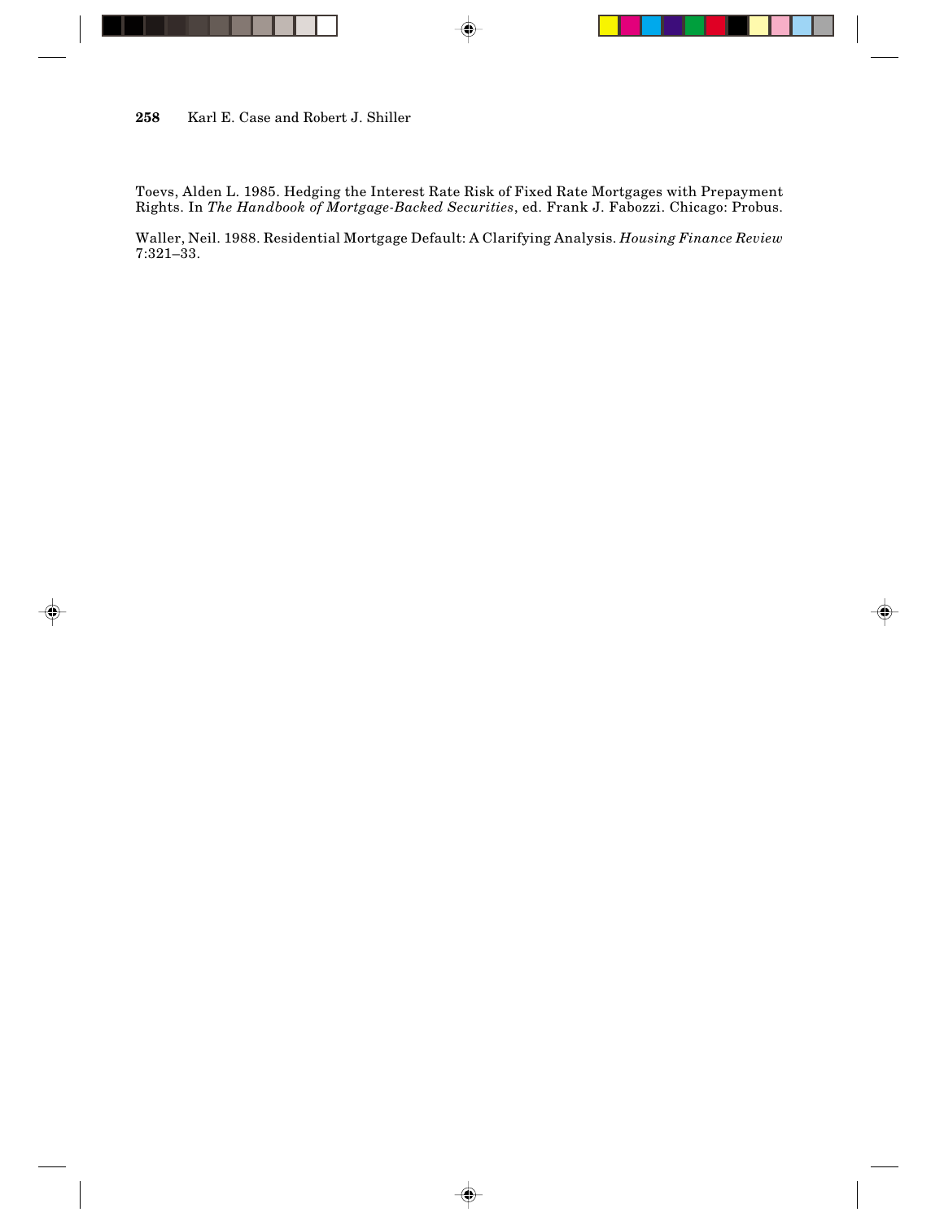Toevs, Alden L. 1985. Hedging the Interest Rate Risk of Fixed Rate Mortgages with Prepayment Rights. In *The Handbook of Mortgage-Backed Securities*, ed. Frank J. Fabozzi. Chicago: Probus.

Waller, Neil. 1988. Residential Mortgage Default: A Clarifying Analysis. *Housing Finance Review* 7:321–33.